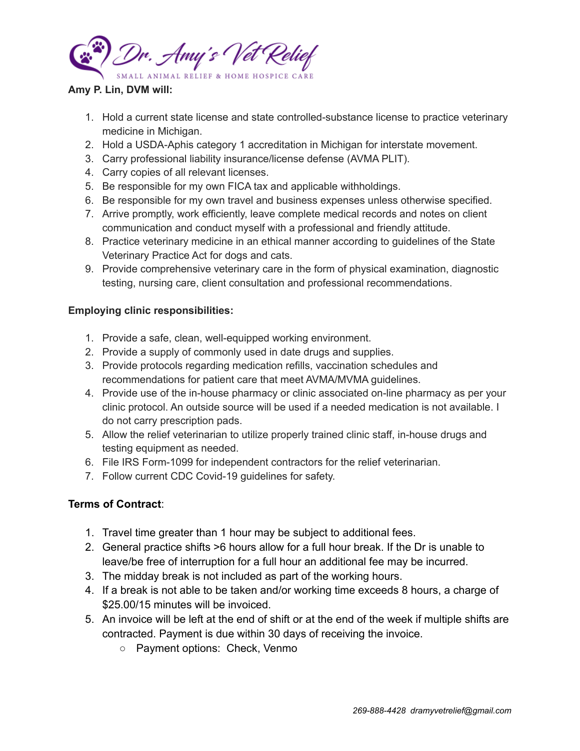Dr. Amy's Vet Relief

SMALL ANIMAL RELIEF & HOME HOSPICE CARE

**Amy P. Lin, DVM will:**

1. Hold a current state license and state controlled-substance license to practice veterinary medicine in Michigan.
2. Hold a USDA-Aphis category 1 accreditation in Michigan for interstate movement.
3. Carry professional liability insurance/license defense (AVMA PLIT).
4. Carry copies of all relevant licenses.
5. Be responsible for my own FICA tax and applicable withholdings.
6. Be responsible for my own travel and business expenses unless otherwise specified.
7. Arrive promptly, work efficiently, leave complete medical records and notes on client communication and conduct myself with a professional and friendly attitude.
8. Practice veterinary medicine in an ethical manner according to guidelines of the State Veterinary Practice Act for dogs and cats.
9. Provide comprehensive veterinary care in the form of physical examination, diagnostic testing, nursing care, client consultation and professional recommendations.

**Employing clinic responsibilities:**

1. Provide a safe, clean, well-equipped working environment.
2. Provide a supply of commonly used in date drugs and supplies.
3. Provide protocols regarding medication refills, vaccination schedules and recommendations for patient care that meet AVMA/MVMA guidelines.
4. Provide use of the in-house pharmacy or clinic associated on-line pharmacy as per your clinic protocol. An outside source will be used if a needed medication is not available. I do not carry prescription pads.
5. Allow the relief veterinarian to utilize properly trained clinic staff, in-house drugs and testing equipment as needed.
6. File IRS Form-1099 for independent contractors for the relief veterinarian.
7. Follow current CDC Covid-19 guidelines for safety.

**Terms of Contract**:

1. Travel time greater than 1 hour may be subject to additional fees.
2. General practice shifts >6 hours allow for a full hour break. If the Dr is unable to leave/be free of interruption for a full hour an additional fee may be incurred.
3. The midday break is not included as part of the working hours.
4. If a break is not able to be taken and/or working time exceeds 8 hours, a charge of $25.00/15 minutes will be invoiced.
5. An invoice will be left at the end of shift or at the end of the week if multiple shifts are contracted. Payment is due within 30 days of receiving the invoice.
   - Payment options: Check, Venmo

*269-888-4428 dramyvetrelief@gmail.com*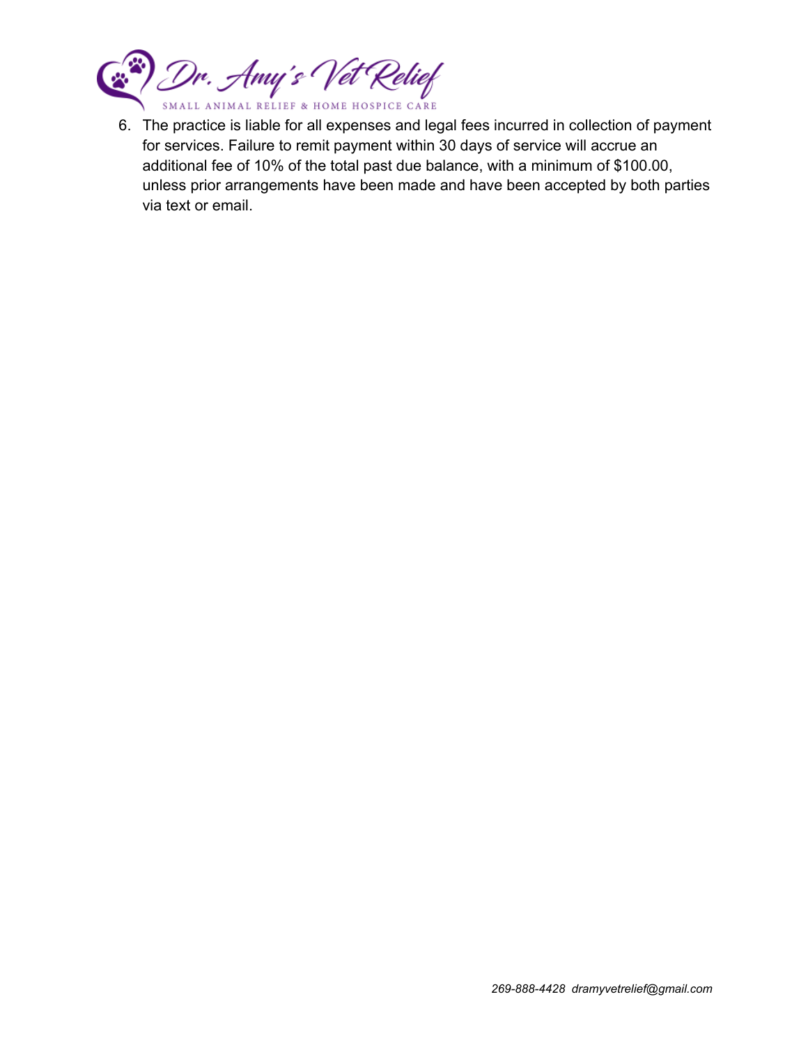6. The practice is liable for all expenses and legal fees incurred in collection of payment for services. Failure to remit payment within 30 days of service will accrue an additional fee of 10% of the total past due balance, with a minimum of $100.00, unless prior arrangements have been made and have been accepted by both parties via text or email.